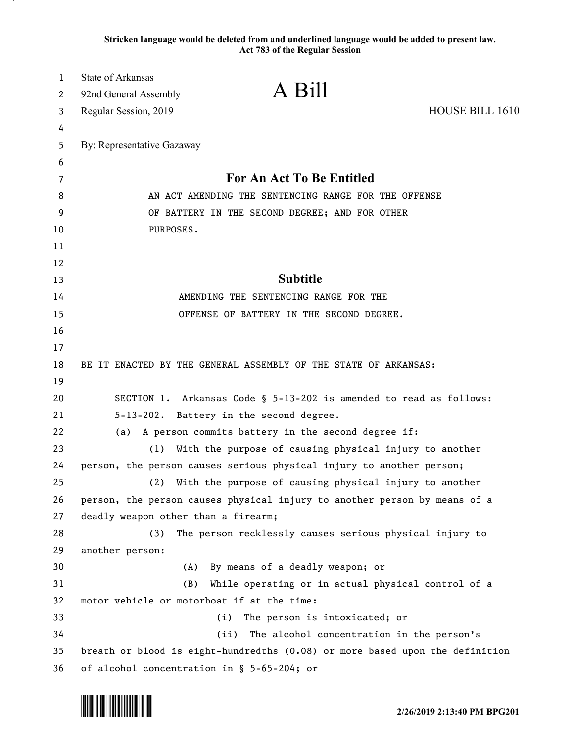**Stricken language would be deleted from and underlined language would be added to present law.**
**Act 783 of the Regular Session**

State of Arkansas
92nd General Assembly
Regular Session, 2019

# A Bill

HOUSE BILL 1610

By: Representative Gazaway

## For An Act To Be Entitled

AN ACT AMENDING THE SENTENCING RANGE FOR THE OFFENSE OF BATTERY IN THE SECOND DEGREE; AND FOR OTHER PURPOSES.

## Subtitle

AMENDING THE SENTENCING RANGE FOR THE OFFENSE OF BATTERY IN THE SECOND DEGREE.

BE IT ENACTED BY THE GENERAL ASSEMBLY OF THE STATE OF ARKANSAS:

SECTION 1. Arkansas Code § 5-13-202 is amended to read as follows:

5-13-202. Battery in the second degree.

(a) A person commits battery in the second degree if:

(1) With the purpose of causing physical injury to another person, the person causes serious physical injury to another person;

(2) With the purpose of causing physical injury to another person, the person causes physical injury to another person by means of a deadly weapon other than a firearm;

(3) The person recklessly causes serious physical injury to another person:

(A) By means of a deadly weapon; or

(B) While operating or in actual physical control of a motor vehicle or motorboat if at the time:

(i) The person is intoxicated; or

(ii) The alcohol concentration in the person's breath or blood is eight-hundredths (0.08) or more based upon the definition of alcohol concentration in § 5-65-204; or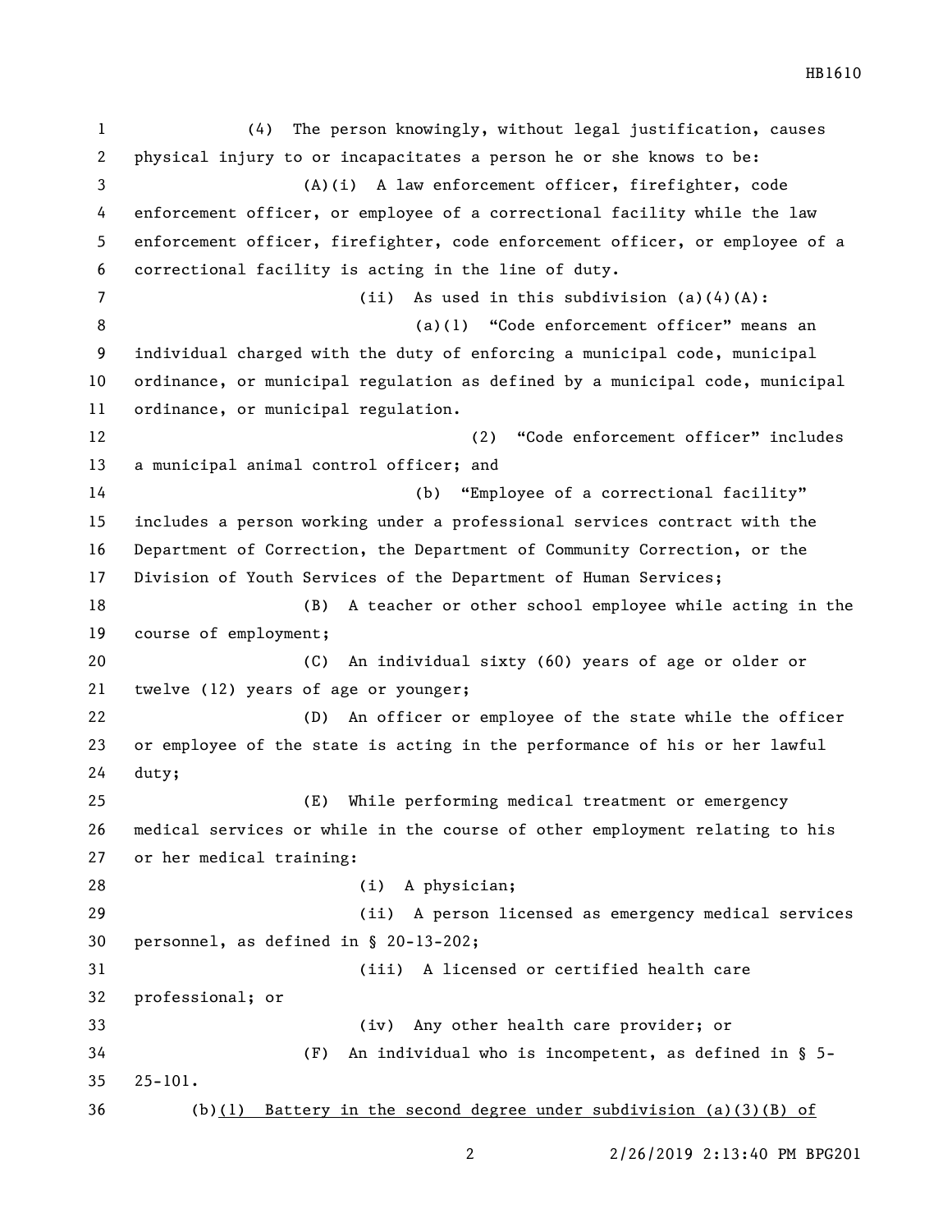(4) The person knowingly, without legal justification, causes physical injury to or incapacitates a person he or she knows to be:

(A)(i) A law enforcement officer, firefighter, code enforcement officer, or employee of a correctional facility while the law enforcement officer, firefighter, code enforcement officer, or employee of a correctional facility is acting in the line of duty.

(ii) As used in this subdivision (a)(4)(A):

(a)(1) "Code enforcement officer" means an individual charged with the duty of enforcing a municipal code, municipal ordinance, or municipal regulation as defined by a municipal code, municipal ordinance, or municipal regulation.

(2) "Code enforcement officer" includes a municipal animal control officer; and

(b) "Employee of a correctional facility" includes a person working under a professional services contract with the Department of Correction, the Department of Community Correction, or the Division of Youth Services of the Department of Human Services;

(B) A teacher or other school employee while acting in the course of employment;

(C) An individual sixty (60) years of age or older or twelve (12) years of age or younger;

(D) An officer or employee of the state while the officer or employee of the state is acting in the performance of his or her lawful duty;

(E) While performing medical treatment or emergency medical services or while in the course of other employment relating to his or her medical training:

(i) A physician;

(ii) A person licensed as emergency medical services personnel, as defined in § 20-13-202;

(iii) A licensed or certified health care professional; or

(iv) Any other health care provider; or

(F) An individual who is incompetent, as defined in § 5-25-101.

(b)<u>(1) Battery in the second degree under subdivision (a)(3)(B) of</u>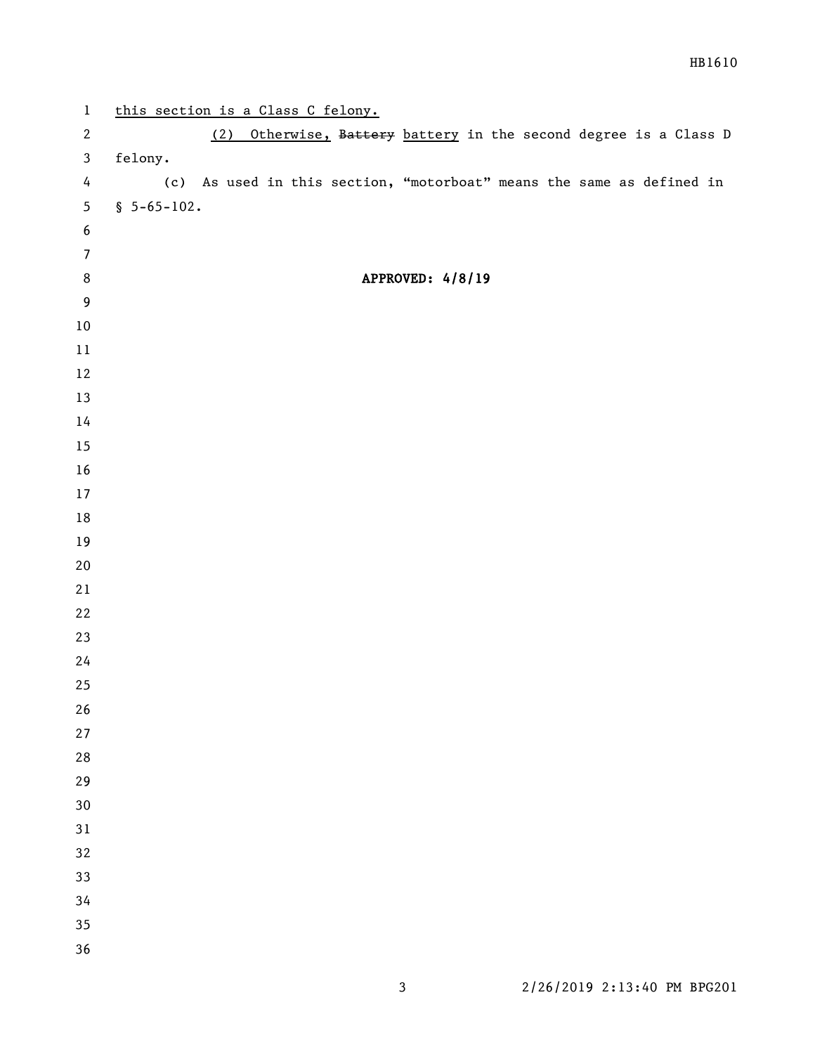<u>this section is a Class C felony.</u>

(2) <u>Otherwise,</u> ~~Battery~~ <u>battery</u> in the second degree is a Class D felony.

(c) As used in this section, "motorboat" means the same as defined in § 5-65-102.

**APPROVED: 4/8/19**